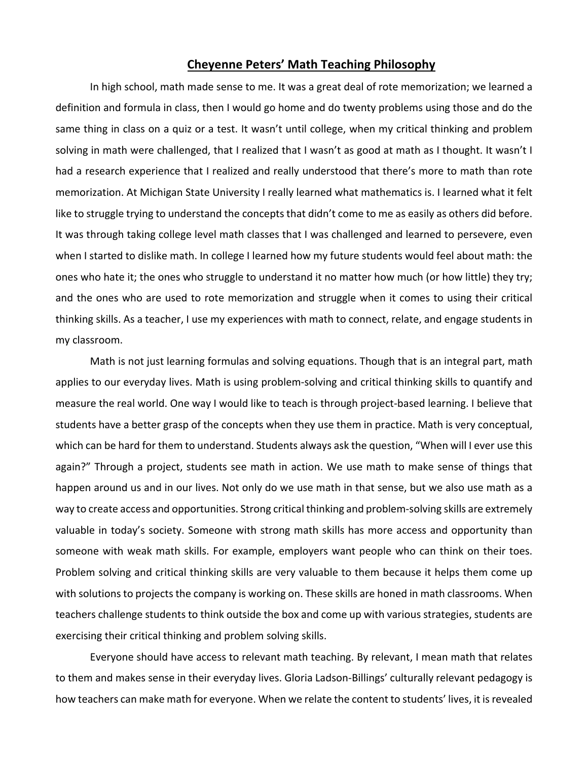# Cheyenne Peters' Math Teaching Philosophy

In high school, math made sense to me. It was a great deal of rote memorization; we learned a definition and formula in class, then I would go home and do twenty problems using those and do the same thing in class on a quiz or a test. It wasn't until college, when my critical thinking and problem solving in math were challenged, that I realized that I wasn't as good at math as I thought. It wasn't I had a research experience that I realized and really understood that there's more to math than rote memorization. At Michigan State University I really learned what mathematics is. I learned what it felt like to struggle trying to understand the concepts that didn't come to me as easily as others did before. It was through taking college level math classes that I was challenged and learned to persevere, even when I started to dislike math. In college I learned how my future students would feel about math: the ones who hate it; the ones who struggle to understand it no matter how much (or how little) they try; and the ones who are used to rote memorization and struggle when it comes to using their critical thinking skills. As a teacher, I use my experiences with math to connect, relate, and engage students in my classroom.

Math is not just learning formulas and solving equations. Though that is an integral part, math applies to our everyday lives. Math is using problem-solving and critical thinking skills to quantify and measure the real world. One way I would like to teach is through project-based learning. I believe that students have a better grasp of the concepts when they use them in practice. Math is very conceptual, which can be hard for them to understand. Students always ask the question, "When will I ever use this again?" Through a project, students see math in action. We use math to make sense of things that happen around us and in our lives. Not only do we use math in that sense, but we also use math as a way to create access and opportunities. Strong critical thinking and problem-solving skills are extremely valuable in today's society. Someone with strong math skills has more access and opportunity than someone with weak math skills. For example, employers want people who can think on their toes. Problem solving and critical thinking skills are very valuable to them because it helps them come up with solutions to projects the company is working on. These skills are honed in math classrooms. When teachers challenge students to think outside the box and come up with various strategies, students are exercising their critical thinking and problem solving skills.

Everyone should have access to relevant math teaching. By relevant, I mean math that relates to them and makes sense in their everyday lives. Gloria Ladson-Billings' culturally relevant pedagogy is how teachers can make math for everyone. When we relate the content to students' lives, it is revealed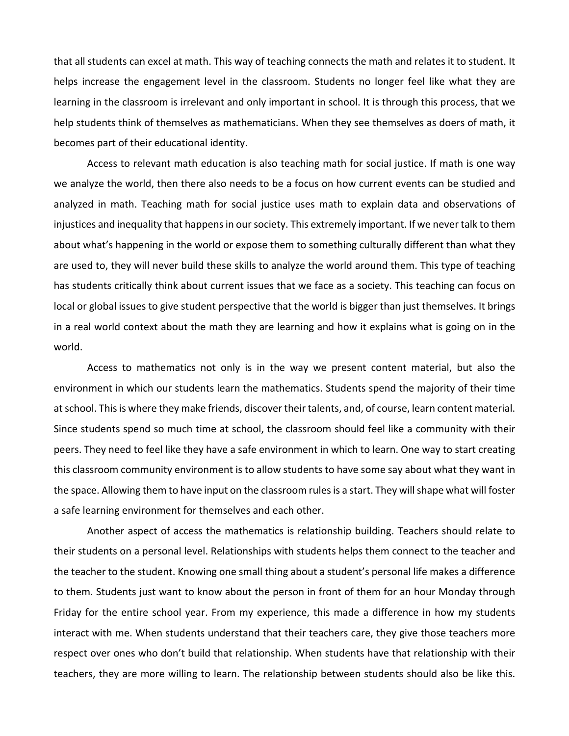that all students can excel at math. This way of teaching connects the math and relates it to student. It helps increase the engagement level in the classroom. Students no longer feel like what they are learning in the classroom is irrelevant and only important in school. It is through this process, that we help students think of themselves as mathematicians. When they see themselves as doers of math, it becomes part of their educational identity.

Access to relevant math education is also teaching math for social justice. If math is one way we analyze the world, then there also needs to be a focus on how current events can be studied and analyzed in math. Teaching math for social justice uses math to explain data and observations of injustices and inequality that happens in our society. This extremely important. If we never talk to them about what's happening in the world or expose them to something culturally different than what they are used to, they will never build these skills to analyze the world around them. This type of teaching has students critically think about current issues that we face as a society. This teaching can focus on local or global issues to give student perspective that the world is bigger than just themselves. It brings in a real world context about the math they are learning and how it explains what is going on in the world.

Access to mathematics not only is in the way we present content material, but also the environment in which our students learn the mathematics. Students spend the majority of their time at school. This is where they make friends, discover their talents, and, of course, learn content material. Since students spend so much time at school, the classroom should feel like a community with their peers. They need to feel like they have a safe environment in which to learn. One way to start creating this classroom community environment is to allow students to have some say about what they want in the space. Allowing them to have input on the classroom rules is a start. They will shape what will foster a safe learning environment for themselves and each other.

Another aspect of access the mathematics is relationship building. Teachers should relate to their students on a personal level. Relationships with students helps them connect to the teacher and the teacher to the student. Knowing one small thing about a student's personal life makes a difference to them. Students just want to know about the person in front of them for an hour Monday through Friday for the entire school year. From my experience, this made a difference in how my students interact with me. When students understand that their teachers care, they give those teachers more respect over ones who don't build that relationship. When students have that relationship with their teachers, they are more willing to learn. The relationship between students should also be like this.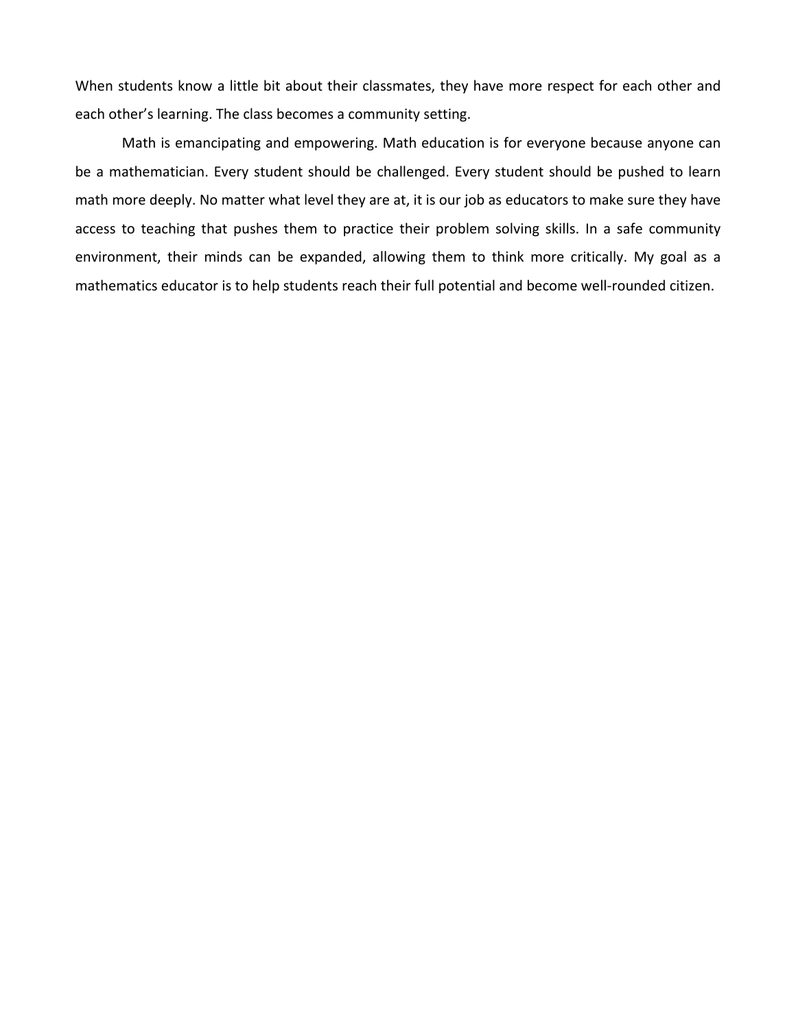When students know a little bit about their classmates, they have more respect for each other and each other's learning. The class becomes a community setting.

Math is emancipating and empowering. Math education is for everyone because anyone can be a mathematician. Every student should be challenged. Every student should be pushed to learn math more deeply. No matter what level they are at, it is our job as educators to make sure they have access to teaching that pushes them to practice their problem solving skills. In a safe community environment, their minds can be expanded, allowing them to think more critically. My goal as a mathematics educator is to help students reach their full potential and become well-rounded citizen.